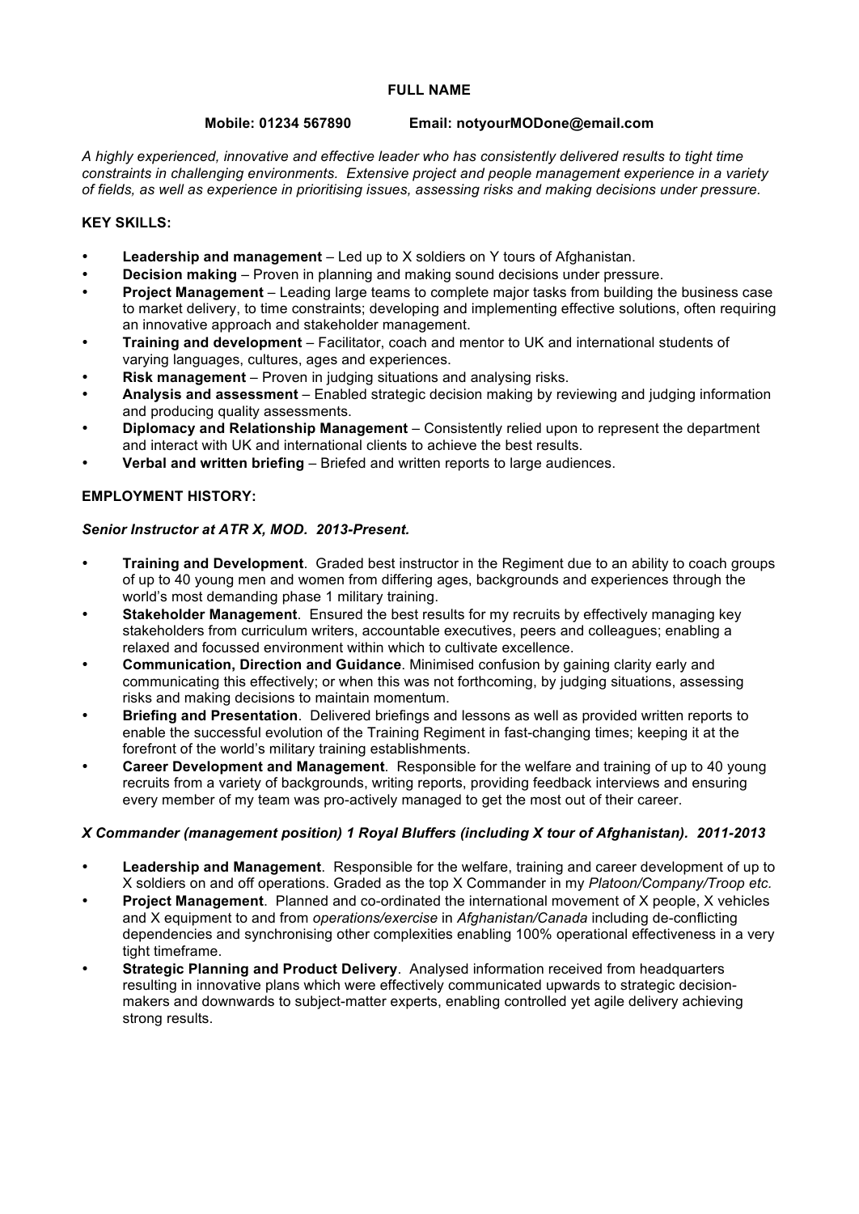**FULL NAME**

**Mobile: 01234 567890 Email: notyourMODone@email.com**

*A highly experienced, innovative and effective leader who has consistently delivered results to tight time constraints in challenging environments. Extensive project and people management experience in a variety of fields, as well as experience in prioritising issues, assessing risks and making decisions under pressure.*

**KEY SKILLS:**

- **Leadership and management** – Led up to X soldiers on Y tours of Afghanistan.
- **Decision making** – Proven in planning and making sound decisions under pressure.
- **Project Management** – Leading large teams to complete major tasks from building the business case to market delivery, to time constraints; developing and implementing effective solutions, often requiring an innovative approach and stakeholder management.
- **Training and development** – Facilitator, coach and mentor to UK and international students of varying languages, cultures, ages and experiences.
- **Risk management** – Proven in judging situations and analysing risks.
- **Analysis and assessment** – Enabled strategic decision making by reviewing and judging information and producing quality assessments.
- **Diplomacy and Relationship Management** – Consistently relied upon to represent the department and interact with UK and international clients to achieve the best results.
- **Verbal and written briefing** – Briefed and written reports to large audiences.

**EMPLOYMENT HISTORY:**

***Senior Instructor at ATR X, MOD. 2013-Present.***

- **Training and Development**. Graded best instructor in the Regiment due to an ability to coach groups of up to 40 young men and women from differing ages, backgrounds and experiences through the world's most demanding phase 1 military training.
- **Stakeholder Management**. Ensured the best results for my recruits by effectively managing key stakeholders from curriculum writers, accountable executives, peers and colleagues; enabling a relaxed and focussed environment within which to cultivate excellence.
- **Communication, Direction and Guidance**. Minimised confusion by gaining clarity early and communicating this effectively; or when this was not forthcoming, by judging situations, assessing risks and making decisions to maintain momentum.
- **Briefing and Presentation**. Delivered briefings and lessons as well as provided written reports to enable the successful evolution of the Training Regiment in fast-changing times; keeping it at the forefront of the world's military training establishments.
- **Career Development and Management**. Responsible for the welfare and training of up to 40 young recruits from a variety of backgrounds, writing reports, providing feedback interviews and ensuring every member of my team was pro-actively managed to get the most out of their career.

***X Commander (management position) 1 Royal Bluffers (including X tour of Afghanistan). 2011-2013***

- **Leadership and Management**. Responsible for the welfare, training and career development of up to X soldiers on and off operations. Graded as the top X Commander in my *Platoon/Company/Troop etc.*
- **Project Management**. Planned and co-ordinated the international movement of X people, X vehicles and X equipment to and from *operations/exercise* in *Afghanistan/Canada* including de-conflicting dependencies and synchronising other complexities enabling 100% operational effectiveness in a very tight timeframe.
- **Strategic Planning and Product Delivery**. Analysed information received from headquarters resulting in innovative plans which were effectively communicated upwards to strategic decision-makers and downwards to subject-matter experts, enabling controlled yet agile delivery achieving strong results.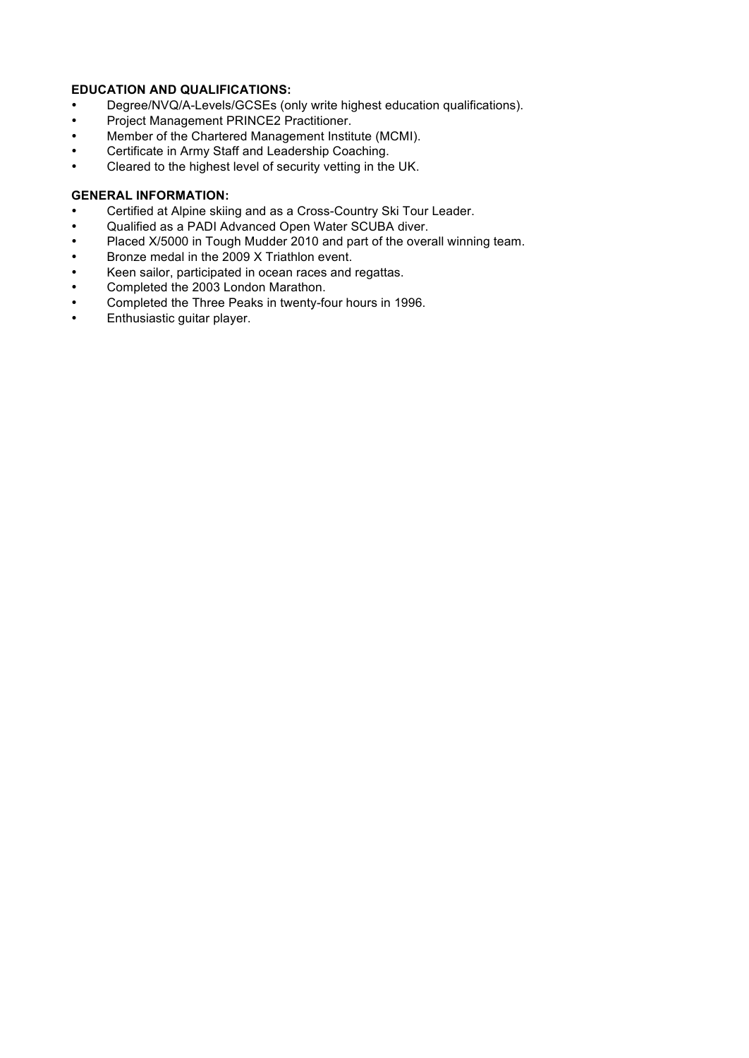**EDUCATION AND QUALIFICATIONS:**

- Degree/NVQ/A-Levels/GCSEs (only write highest education qualifications).
- Project Management PRINCE2 Practitioner.
- Member of the Chartered Management Institute (MCMI).
- Certificate in Army Staff and Leadership Coaching.
- Cleared to the highest level of security vetting in the UK.

**GENERAL INFORMATION:**

- Certified at Alpine skiing and as a Cross-Country Ski Tour Leader.
- Qualified as a PADI Advanced Open Water SCUBA diver.
- Placed X/5000 in Tough Mudder 2010 and part of the overall winning team.
- Bronze medal in the 2009 X Triathlon event.
- Keen sailor, participated in ocean races and regattas.
- Completed the 2003 London Marathon.
- Completed the Three Peaks in twenty-four hours in 1996.
- Enthusiastic guitar player.